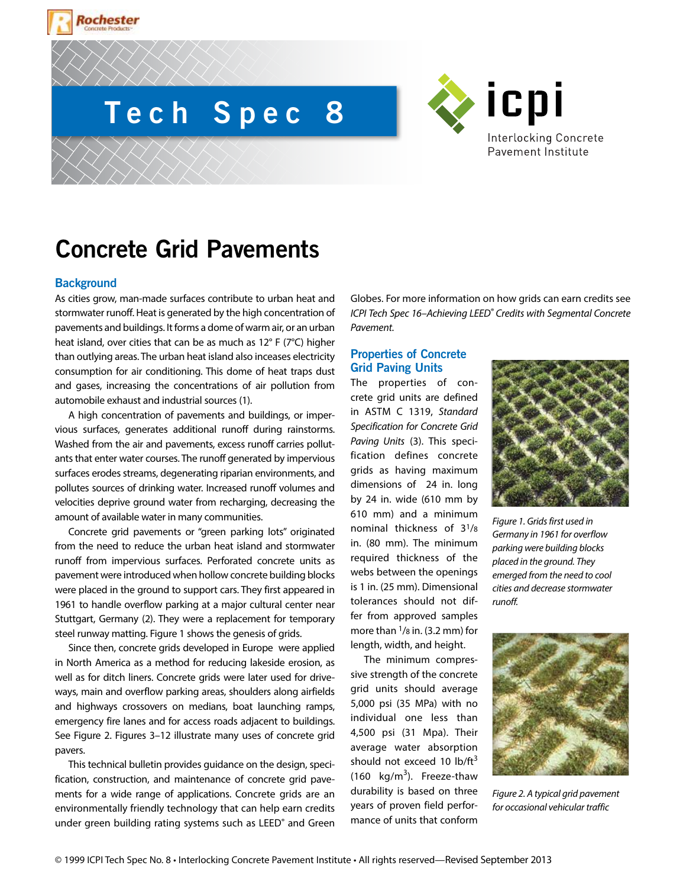Rochester Concrete Products

# Tech Spec 8

icpi Interlocking Concrete Pavement Institute

# Concrete Grid Pavements

## Background

As cities grow, man-made surfaces contribute to urban heat and stormwater runoff. Heat is generated by the high concentration of pavements and buildings. It forms a dome of warm air, or an urban heat island, over cities that can be as much as 12° F (7°C) higher than outlying areas. The urban heat island also inceases electricity consumption for air conditioning. This dome of heat traps dust and gases, increasing the concentrations of air pollution from automobile exhaust and industrial sources (1).

A high concentration of pavements and buildings, or impervious surfaces, generates additional runoff during rainstorms. Washed from the air and pavements, excess runoff carries pollutants that enter water courses. The runoff generated by impervious surfaces erodes streams, degenerating riparian environments, and pollutes sources of drinking water. Increased runoff volumes and velocities deprive ground water from recharging, decreasing the amount of available water in many communities.

Concrete grid pavements or "green parking lots" originated from the need to reduce the urban heat island and stormwater runoff from impervious surfaces. Perforated concrete units as pavement were introduced when hollow concrete building blocks were placed in the ground to support cars. They first appeared in 1961 to handle overflow parking at a major cultural center near Stuttgart, Germany (2). They were a replacement for temporary steel runway matting. Figure 1 shows the genesis of grids.

Since then, concrete grids developed in Europe were applied in North America as a method for reducing lakeside erosion, as well as for ditch liners. Concrete grids were later used for driveways, main and overflow parking areas, shoulders along airfields and highways crossovers on medians, boat launching ramps, emergency fire lanes and for access roads adjacent to buildings. See Figure 2. Figures 3–12 illustrate many uses of concrete grid pavers.

This technical bulletin provides guidance on the design, specification, construction, and maintenance of concrete grid pavements for a wide range of applications. Concrete grids are an environmentally friendly technology that can help earn credits under green building rating systems such as LEED® and Green Globes. For more information on how grids can earn credits see *ICPI Tech Spec 16–Achieving LEED® Credits with Segmental Concrete Pavement*.

## Properties of Concrete Grid Paving Units

The properties of concrete grid units are defined in ASTM C 1319, *Standard Specification for Concrete Grid Paving Units* (3). This specification defines concrete grids as having maximum dimensions of 24 in. long by 24 in. wide (610 mm by 610 mm) and a minimum nominal thickness of 3$^{1}/_{8}$ in. (80 mm). The minimum required thickness of the webs between the openings is 1 in. (25 mm). Dimensional tolerances should not differ from approved samples more than $^{1}/_{8}$ in. (3.2 mm) for length, width, and height.

The minimum compressive strength of the concrete grid units should average 5,000 psi (35 MPa) with no individual one less than 4,500 psi (31 Mpa). Their average water absorption should not exceed 10 lb/ft$^3$ (160 kg/m$^3$). Freeze-thaw durability is based on three years of proven field performance of units that conform

*Figure 1. Grids first used in Germany in 1961 for overflow parking were building blocks placed in the ground. They emerged from the need to cool cities and decrease stormwater runoff.*

*Figure 2. A typical grid pavement for occasional vehicular traffic*

© 1999 ICPI Tech Spec No. 8 • Interlocking Concrete Pavement Institute • All rights reserved—Revised September 2013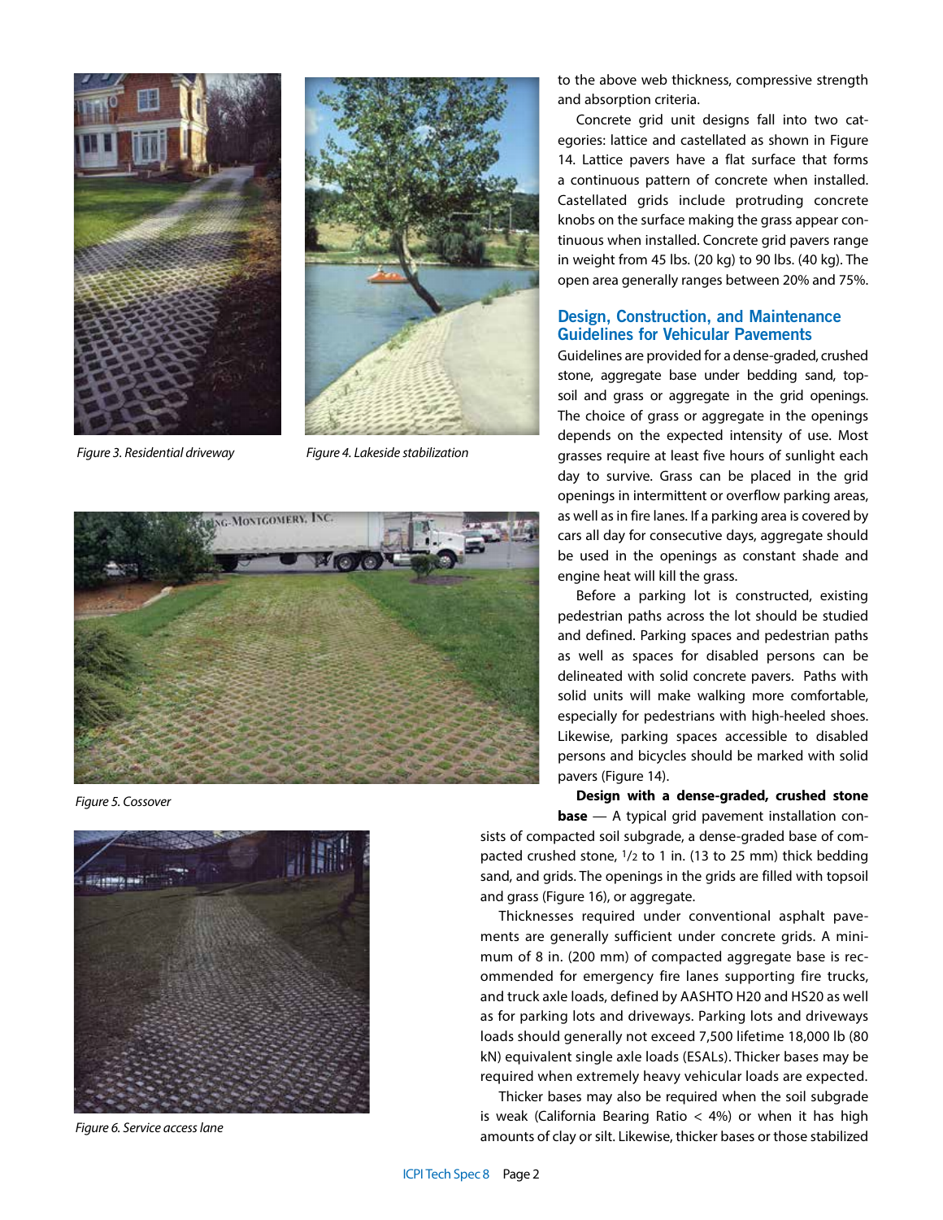Figure 3. Residential driveway

Figure 4. Lakeside stabilization

Figure 5. Cossover

Figure 6. Service access lane

to the above web thickness, compressive strength and absorption criteria.

Concrete grid unit designs fall into two categories: lattice and castellated as shown in Figure 14. Lattice pavers have a flat surface that forms a continuous pattern of concrete when installed. Castellated grids include protruding concrete knobs on the surface making the grass appear continuous when installed. Concrete grid pavers range in weight from 45 lbs. (20 kg) to 90 lbs. (40 kg). The open area generally ranges between 20% and 75%.

## Design, Construction, and Maintenance Guidelines for Vehicular Pavements

Guidelines are provided for a dense-graded, crushed stone, aggregate base under bedding sand, topsoil and grass or aggregate in the grid openings. The choice of grass or aggregate in the openings depends on the expected intensity of use. Most grasses require at least five hours of sunlight each day to survive. Grass can be placed in the grid openings in intermittent or overflow parking areas, as well as in fire lanes. If a parking area is covered by cars all day for consecutive days, aggregate should be used in the openings as constant shade and engine heat will kill the grass.

Before a parking lot is constructed, existing pedestrian paths across the lot should be studied and defined. Parking spaces and pedestrian paths as well as spaces for disabled persons can be delineated with solid concrete pavers. Paths with solid units will make walking more comfortable, especially for pedestrians with high-heeled shoes. Likewise, parking spaces accessible to disabled persons and bicycles should be marked with solid pavers (Figure 14).

**Design with a dense-graded, crushed stone base** — A typical grid pavement installation consists of compacted soil subgrade, a dense-graded base of compacted crushed stone, 1/2 to 1 in. (13 to 25 mm) thick bedding sand, and grids. The openings in the grids are filled with topsoil and grass (Figure 16), or aggregate.

Thicknesses required under conventional asphalt pavements are generally sufficient under concrete grids. A minimum of 8 in. (200 mm) of compacted aggregate base is recommended for emergency fire lanes supporting fire trucks, and truck axle loads, defined by AASHTO H20 and HS20 as well as for parking lots and driveways. Parking lots and driveways loads should generally not exceed 7,500 lifetime 18,000 lb (80 kN) equivalent single axle loads (ESALs). Thicker bases may be required when extremely heavy vehicular loads are expected.

Thicker bases may also be required when the soil subgrade is weak (California Bearing Ratio < 4%) or when it has high amounts of clay or silt. Likewise, thicker bases or those stabilized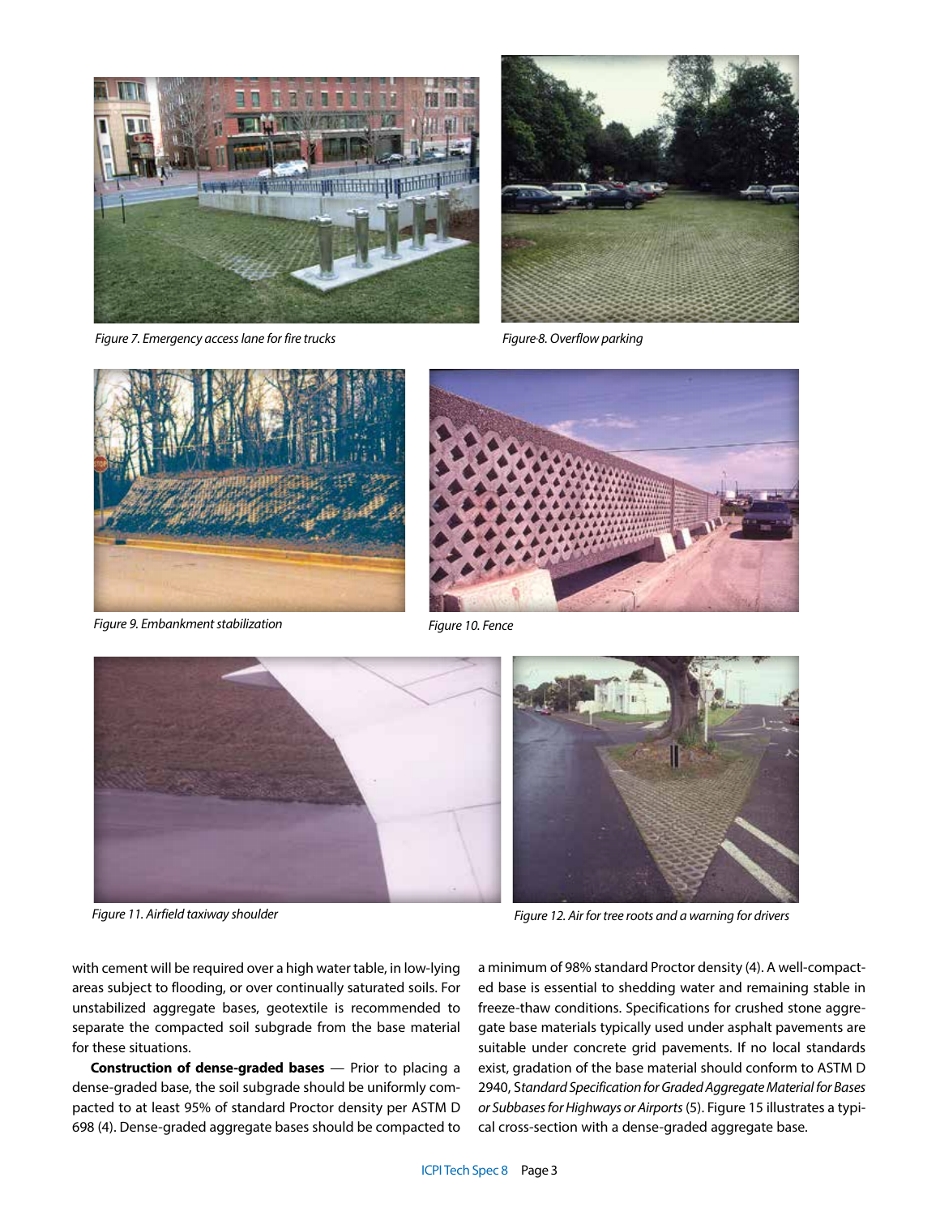Figure 7. Emergency access lane for fire trucks

Figure 8. Overflow parking

Figure 9. Embankment stabilization

Figure 10. Fence

Figure 11. Airfield taxiway shoulder

Figure 12. Air for tree roots and a warning for drivers

with cement will be required over a high water table, in low-lying areas subject to flooding, or over continually saturated soils. For unstabilized aggregate bases, geotextile is recommended to separate the compacted soil subgrade from the base material for these situations.

**Construction of dense-graded bases** — Prior to placing a dense-graded base, the soil subgrade should be uniformly compacted to at least 95% of standard Proctor density per ASTM D 698 (4). Dense-graded aggregate bases should be compacted to a minimum of 98% standard Proctor density (4). A well-compacted base is essential to shedding water and remaining stable in freeze-thaw conditions. Specifications for crushed stone aggregate base materials typically used under asphalt pavements are suitable under concrete grid pavements. If no local standards exist, gradation of the base material should conform to ASTM D 2940, *Standard Specification for Graded Aggregate Material for Bases or Subbases for Highways or Airports* (5). Figure 15 illustrates a typical cross-section with a dense-graded aggregate base.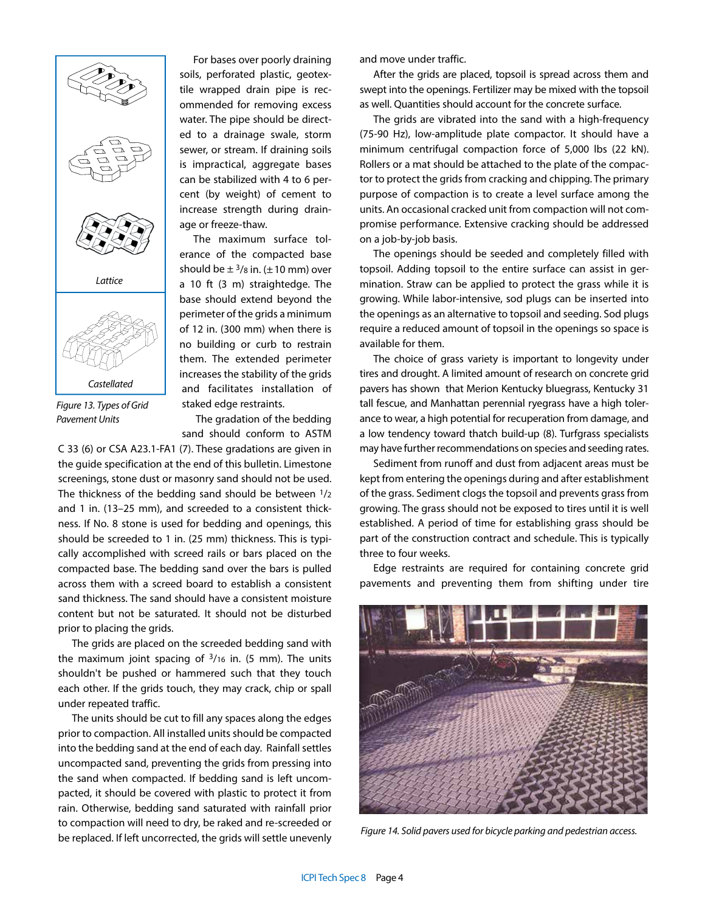Lattice

Castellated

*Figure 13. Types of Grid Pavement Units*

For bases over poorly draining soils, perforated plastic, geotextile wrapped drain pipe is recommended for removing excess water. The pipe should be directed to a drainage swale, storm sewer, or stream. If draining soils is impractical, aggregate bases can be stabilized with 4 to 6 percent (by weight) of cement to increase strength during drainage or freeze-thaw.

The maximum surface tolerance of the compacted base should be ± 3/8 in. (± 10 mm) over a 10 ft (3 m) straightedge. The base should extend beyond the perimeter of the grids a minimum of 12 in. (300 mm) when there is no building or curb to restrain them. The extended perimeter increases the stability of the grids and facilitates installation of staked edge restraints.

The gradation of the bedding sand should conform to ASTM C 33 (6) or CSA A23.1-FA1 (7). These gradations are given in the guide specification at the end of this bulletin. Limestone screenings, stone dust or masonry sand should not be used. The thickness of the bedding sand should be between 1/2 and 1 in. (13–25 mm), and screeded to a consistent thickness. If No. 8 stone is used for bedding and openings, this should be screeded to 1 in. (25 mm) thickness. This is typically accomplished with screed rails or bars placed on the compacted base. The bedding sand over the bars is pulled across them with a screed board to establish a consistent sand thickness. The sand should have a consistent moisture content but not be saturated. It should not be disturbed prior to placing the grids.

The grids are placed on the screeded bedding sand with the maximum joint spacing of 3/16 in. (5 mm). The units shouldn't be pushed or hammered such that they touch each other. If the grids touch, they may crack, chip or spall under repeated traffic.

The units should be cut to fill any spaces along the edges prior to compaction. All installed units should be compacted into the bedding sand at the end of each day. Rainfall settles uncompacted sand, preventing the grids from pressing into the sand when compacted. If bedding sand is left uncompacted, it should be covered with plastic to protect it from rain. Otherwise, bedding sand saturated with rainfall prior to compaction will need to dry, be raked and re-screeded or be replaced. If left uncorrected, the grids will settle unevenly and move under traffic.

After the grids are placed, topsoil is spread across them and swept into the openings. Fertilizer may be mixed with the topsoil as well. Quantities should account for the concrete surface.

The grids are vibrated into the sand with a high-frequency (75-90 Hz), low-amplitude plate compactor. It should have a minimum centrifugal compaction force of 5,000 lbs (22 kN). Rollers or a mat should be attached to the plate of the compactor to protect the grids from cracking and chipping. The primary purpose of compaction is to create a level surface among the units. An occasional cracked unit from compaction will not compromise performance. Extensive cracking should be addressed on a job-by-job basis.

The openings should be seeded and completely filled with topsoil. Adding topsoil to the entire surface can assist in germination. Straw can be applied to protect the grass while it is growing. While labor-intensive, sod plugs can be inserted into the openings as an alternative to topsoil and seeding. Sod plugs require a reduced amount of topsoil in the openings so space is available for them.

The choice of grass variety is important to longevity under tires and drought. A limited amount of research on concrete grid pavers has shown that Merion Kentucky bluegrass, Kentucky 31 tall fescue, and Manhattan perennial ryegrass have a high tolerance to wear, a high potential for recuperation from damage, and a low tendency toward thatch build-up (8). Turfgrass specialists may have further recommendations on species and seeding rates.

Sediment from runoff and dust from adjacent areas must be kept from entering the openings during and after establishment of the grass. Sediment clogs the topsoil and prevents grass from growing. The grass should not be exposed to tires until it is well established. A period of time for establishing grass should be part of the construction contract and schedule. This is typically three to four weeks.

Edge restraints are required for containing concrete grid pavements and preventing them from shifting under tire

*Figure 14. Solid pavers used for bicycle parking and pedestrian access.*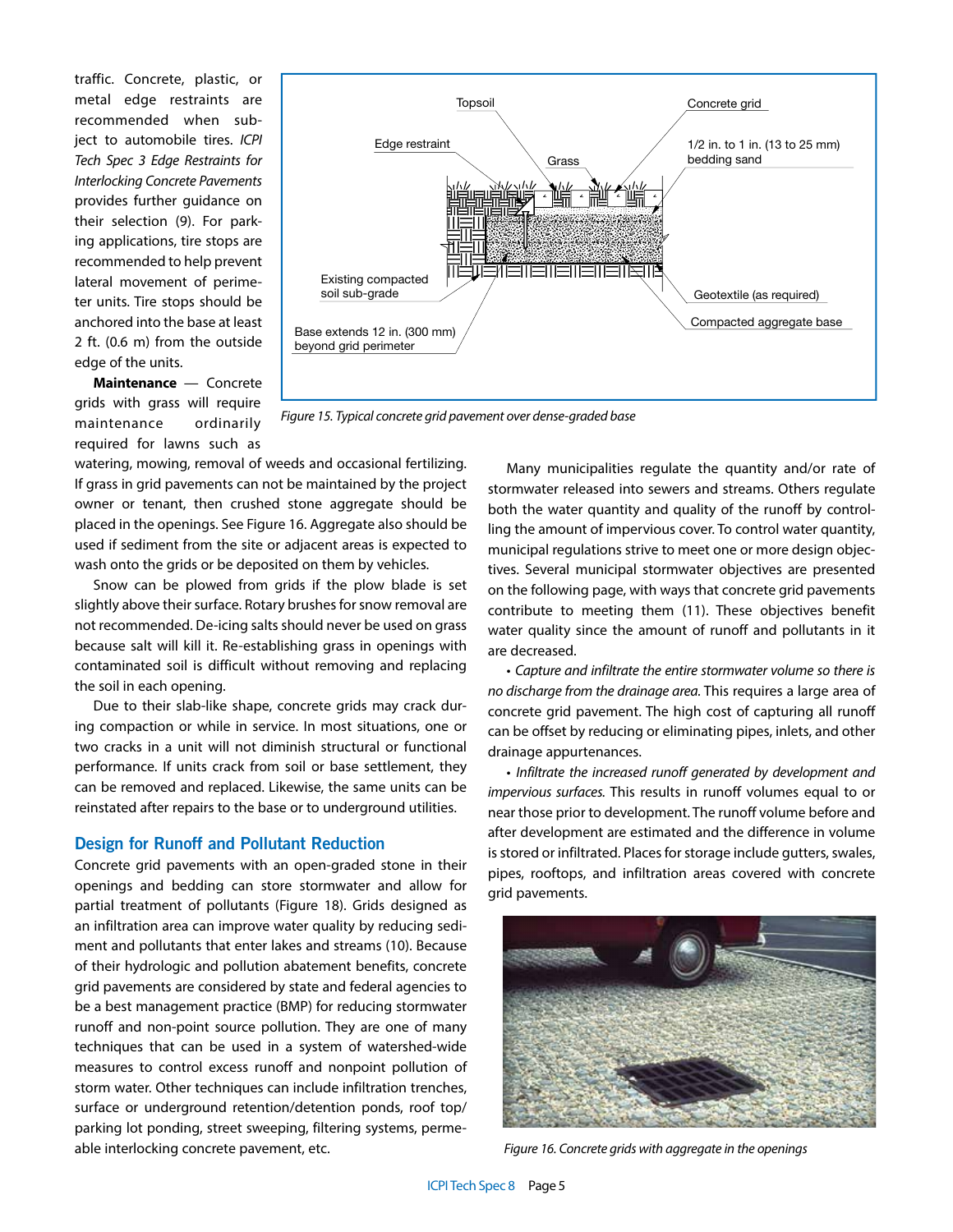traffic. Concrete, plastic, or metal edge restraints are recommended when subject to automobile tires. *ICPI Tech Spec 3 Edge Restraints for Interlocking Concrete Pavements* provides further guidance on their selection (9). For parking applications, tire stops are recommended to help prevent lateral movement of perimeter units. Tire stops should be anchored into the base at least 2 ft. (0.6 m) from the outside edge of the units.

Topsoil
Concrete grid
Edge restraint
Grass
1/2 in. to 1 in. (13 to 25 mm) bedding sand
Existing compacted soil sub-grade
Geotextile (as required)
Base extends 12 in. (300 mm) beyond grid perimeter
Compacted aggregate base

*Figure 15. Typical concrete grid pavement over dense-graded base*

**Maintenance** — Concrete grids with grass will require maintenance ordinarily required for lawns such as watering, mowing, removal of weeds and occasional fertilizing. If grass in grid pavements can not be maintained by the project owner or tenant, then crushed stone aggregate should be placed in the openings. See Figure 16. Aggregate also should be used if sediment from the site or adjacent areas is expected to wash onto the grids or be deposited on them by vehicles.

Snow can be plowed from grids if the plow blade is set slightly above their surface. Rotary brushes for snow removal are not recommended. De-icing salts should never be used on grass because salt will kill it. Re-establishing grass in openings with contaminated soil is difficult without removing and replacing the soil in each opening.

Due to their slab-like shape, concrete grids may crack during compaction or while in service. In most situations, one or two cracks in a unit will not diminish structural or functional performance. If units crack from soil or base settlement, they can be removed and replaced. Likewise, the same units can be reinstated after repairs to the base or to underground utilities.

## Design for Runoff and Pollutant Reduction

Concrete grid pavements with an open-graded stone in their openings and bedding can store stormwater and allow for partial treatment of pollutants (Figure 18). Grids designed as an infiltration area can improve water quality by reducing sediment and pollutants that enter lakes and streams (10). Because of their hydrologic and pollution abatement benefits, concrete grid pavements are considered by state and federal agencies to be a best management practice (BMP) for reducing stormwater runoff and non-point source pollution. They are one of many techniques that can be used in a system of watershed-wide measures to control excess runoff and nonpoint pollution of storm water. Other techniques can include infiltration trenches, surface or underground retention/detention ponds, roof top/ parking lot ponding, street sweeping, filtering systems, permeable interlocking concrete pavement, etc.

Many municipalities regulate the quantity and/or rate of stormwater released into sewers and streams. Others regulate both the water quantity and quality of the runoff by controlling the amount of impervious cover. To control water quantity, municipal regulations strive to meet one or more design objectives. Several municipal stormwater objectives are presented on the following page, with ways that concrete grid pavements contribute to meeting them (11). These objectives benefit water quality since the amount of runoff and pollutants in it are decreased.

- *Capture and infiltrate the entire stormwater volume so there is no discharge from the drainage area.* This requires a large area of concrete grid pavement. The high cost of capturing all runoff can be offset by reducing or eliminating pipes, inlets, and other drainage appurtenances.

- *Infiltrate the increased runoff generated by development and impervious surfaces.* This results in runoff volumes equal to or near those prior to development. The runoff volume before and after development are estimated and the difference in volume is stored or infiltrated. Places for storage include gutters, swales, pipes, rooftops, and infiltration areas covered with concrete grid pavements.

*Figure 16. Concrete grids with aggregate in the openings*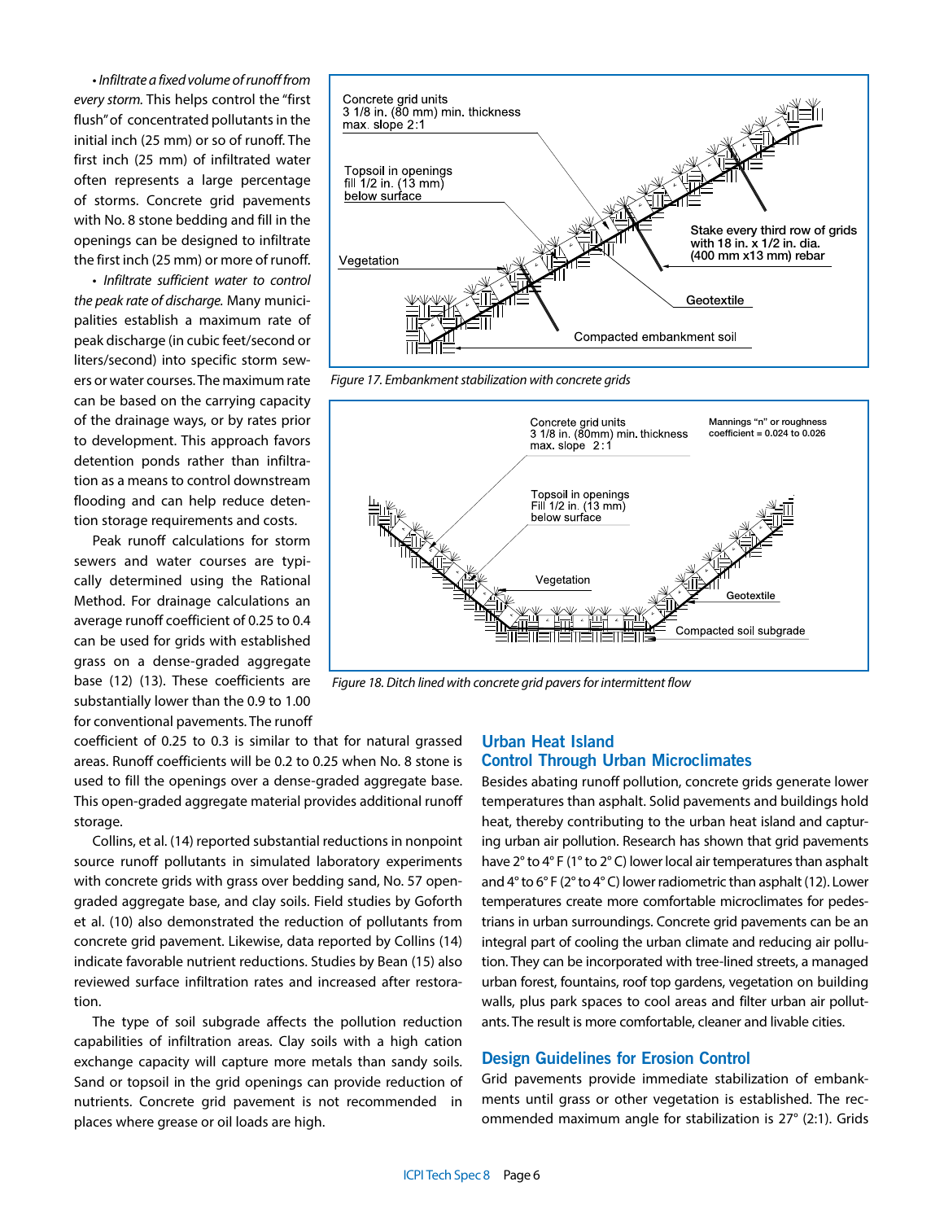• *Infiltrate a fixed volume of runoff from every storm.* This helps control the "first flush" of concentrated pollutants in the initial inch (25 mm) or so of runoff. The first inch (25 mm) of infiltrated water often represents a large percentage of storms. Concrete grid pavements with No. 8 stone bedding and fill in the openings can be designed to infiltrate the first inch (25 mm) or more of runoff.

• *Infiltrate sufficient water to control the peak rate of discharge.* Many municipalities establish a maximum rate of peak discharge (in cubic feet/second or liters/second) into specific storm sewers or water courses. The maximum rate can be based on the carrying capacity of the drainage ways, or by rates prior to development. This approach favors detention ponds rather than infiltration as a means to control downstream flooding and can help reduce detention storage requirements and costs.

Peak runoff calculations for storm sewers and water courses are typically determined using the Rational Method. For drainage calculations an average runoff coefficient of 0.25 to 0.4 can be used for grids with established grass on a dense-graded aggregate base (12) (13). These coefficients are substantially lower than the 0.9 to 1.00 for conventional pavements. The runoff coefficient of 0.25 to 0.3 is similar to that for natural grassed areas. Runoff coefficients will be 0.2 to 0.25 when No. 8 stone is used to fill the openings over a dense-graded aggregate base. This open-graded aggregate material provides additional runoff storage.

Collins, et al. (14) reported substantial reductions in nonpoint source runoff pollutants in simulated laboratory experiments with concrete grids with grass over bedding sand, No. 57 open-graded aggregate base, and clay soils. Field studies by Goforth et al. (10) also demonstrated the reduction of pollutants from concrete grid pavement. Likewise, data reported by Collins (14) indicate favorable nutrient reductions. Studies by Bean (15) also reviewed surface infiltration rates and increased after restoration.

The type of soil subgrade affects the pollution reduction capabilities of infiltration areas. Clay soils with a high cation exchange capacity will capture more metals than sandy soils. Sand or topsoil in the grid openings can provide reduction of nutrients. Concrete grid pavement is not recommended in places where grease or oil loads are high.

*Figure 17. Embankment stabilization with concrete grids*

*Figure 18. Ditch lined with concrete grid pavers for intermittent flow*

## Urban Heat Island Control Through Urban Microclimates

Besides abating runoff pollution, concrete grids generate lower temperatures than asphalt. Solid pavements and buildings hold heat, thereby contributing to the urban heat island and capturing urban air pollution. Research has shown that grid pavements have 2° to 4° F (1° to 2° C) lower local air temperatures than asphalt and 4° to 6° F (2° to 4° C) lower radiometric than asphalt (12). Lower temperatures create more comfortable microclimates for pedestrians in urban surroundings. Concrete grid pavements can be an integral part of cooling the urban climate and reducing air pollution. They can be incorporated with tree-lined streets, a managed urban forest, fountains, roof top gardens, vegetation on building walls, plus park spaces to cool areas and filter urban air pollutants. The result is more comfortable, cleaner and livable cities.

## Design Guidelines for Erosion Control

Grid pavements provide immediate stabilization of embankments until grass or other vegetation is established. The recommended maximum angle for stabilization is 27° (2:1). Grids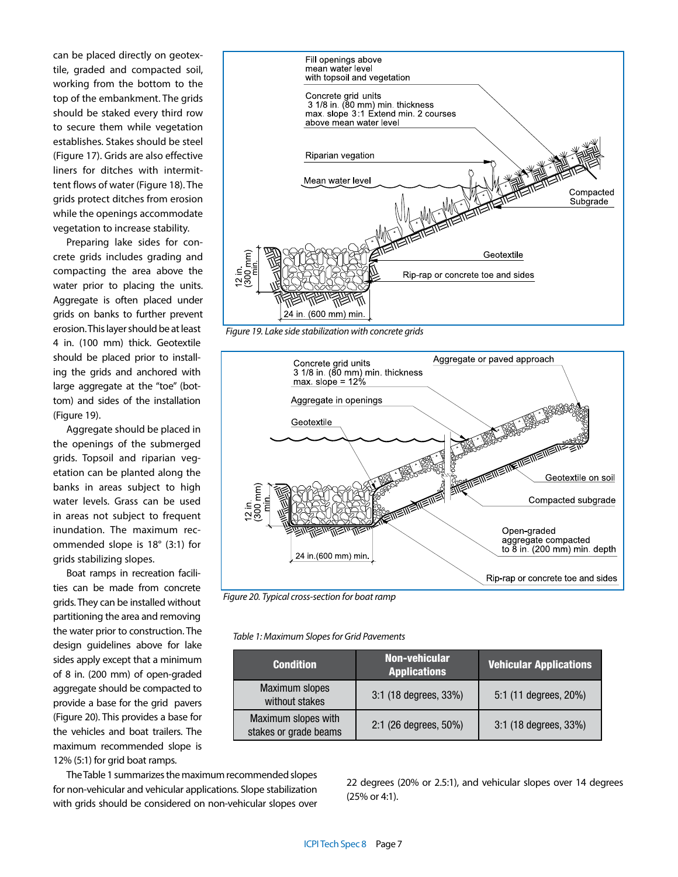can be placed directly on geotextile, graded and compacted soil, working from the bottom to the top of the embankment. The grids should be staked every third row to secure them while vegetation establishes. Stakes should be steel (Figure 17). Grids are also effective liners for ditches with intermittent flows of water (Figure 18). The grids protect ditches from erosion while the openings accommodate vegetation to increase stability.

Preparing lake sides for concrete grids includes grading and compacting the area above the water prior to placing the units. Aggregate is often placed under grids on banks to further prevent erosion. This layer should be at least 4 in. (100 mm) thick. Geotextile should be placed prior to installing the grids and anchored with large aggregate at the "toe" (bottom) and sides of the installation (Figure 19).

Aggregate should be placed in the openings of the submerged grids. Topsoil and riparian vegetation can be planted along the banks in areas subject to high water levels. Grass can be used in areas not subject to frequent inundation. The maximum recommended slope is 18° (3:1) for grids stabilizing slopes.

Boat ramps in recreation facilities can be made from concrete grids. They can be installed without partitioning the area and removing the water prior to construction. The design guidelines above for lake sides apply except that a minimum of 8 in. (200 mm) of open-graded aggregate should be compacted to provide a base for the grid pavers (Figure 20). This provides a base for the vehicles and boat trailers. The maximum recommended slope is 12% (5:1) for grid boat ramps.

*Figure 19. Lake side stabilization with concrete grids*

*Figure 20. Typical cross-section for boat ramp*

*Table 1: Maximum Slopes for Grid Pavements*

| Condition | Non-vehicular Applications | Vehicular Applications |
|---|---|---|
| Maximum slopes without stakes | 3:1 (18 degrees, 33%) | 5:1 (11 degrees, 20%) |
| Maximum slopes with stakes or grade beams | 2:1 (26 degrees, 50%) | 3:1 (18 degrees, 33%) |

The Table 1 summarizes the maximum recommended slopes for non-vehicular and vehicular applications. Slope stabilization with grids should be considered on non-vehicular slopes over 22 degrees (20% or 2.5:1), and vehicular slopes over 14 degrees (25% or 4:1).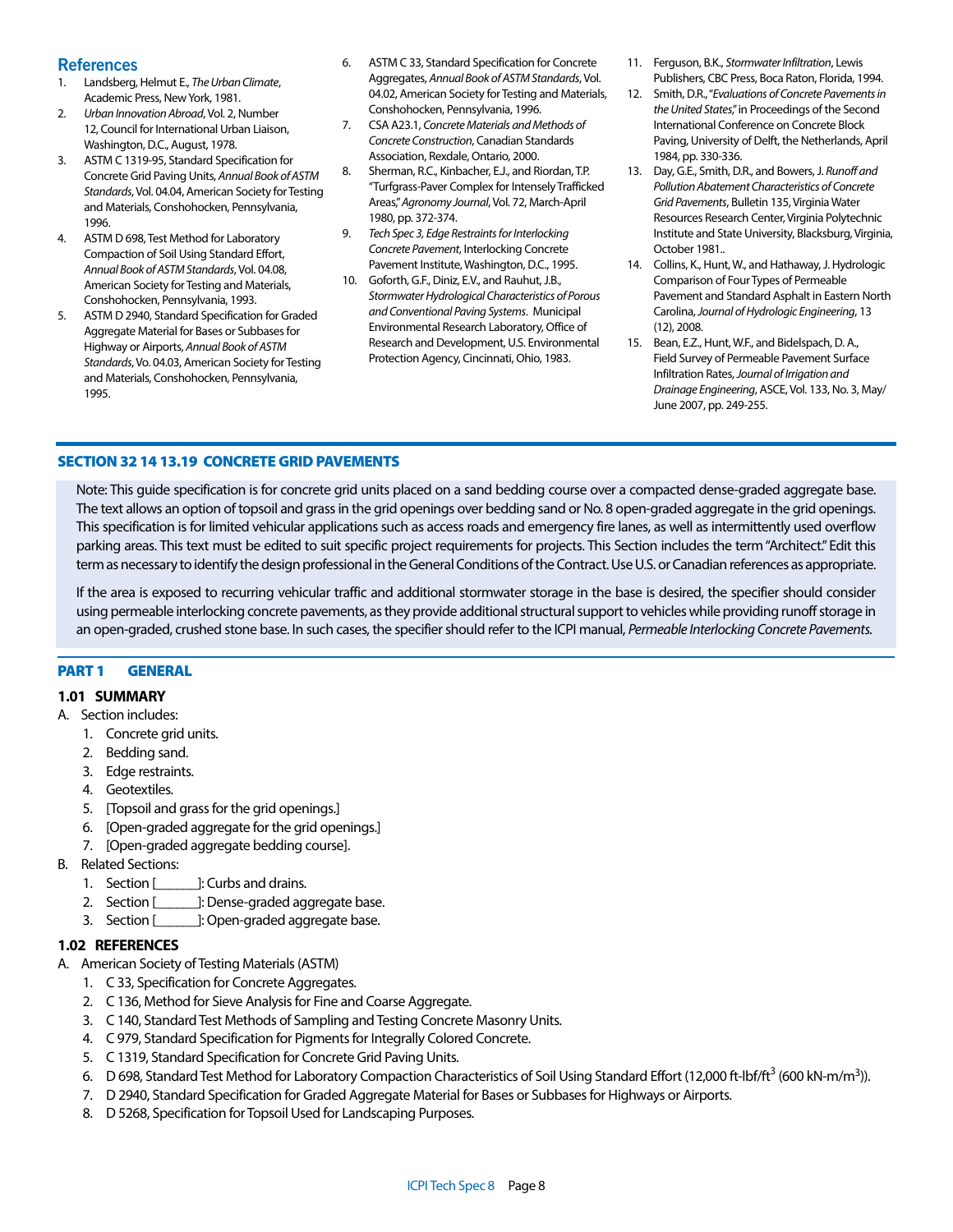## References

1. Landsberg, Helmut E., *The Urban Climate*, Academic Press, New York, 1981.
2. *Urban Innovation Abroad*, Vol. 2, Number 12, Council for International Urban Liaison, Washington, D.C., August, 1978.
3. ASTM C 1319-95, Standard Specification for Concrete Grid Paving Units, *Annual Book of ASTM Standards*, Vol. 04.04, American Society for Testing and Materials, Conshohocken, Pennsylvania, 1996.
4. ASTM D 698, Test Method for Laboratory Compaction of Soil Using Standard Effort, *Annual Book of ASTM Standards*, Vol. 04.08, American Society for Testing and Materials, Conshohocken, Pennsylvania, 1993.
5. ASTM D 2940, Standard Specification for Graded Aggregate Material for Bases or Subbases for Highway or Airports, *Annual Book of ASTM Standards*, Vo. 04.03, American Society for Testing and Materials, Conshohocken, Pennsylvania, 1995.
6. ASTM C 33, Standard Specification for Concrete Aggregates, *Annual Book of ASTM Standards*, Vol. 04.02, American Society for Testing and Materials, Conshohocken, Pennsylvania, 1996.
7. CSA A23.1, *Concrete Materials and Methods of Concrete Construction*, Canadian Standards Association, Rexdale, Ontario, 2000.
8. Sherman, R.C., Kinbacher, E.J., and Riordan, T.P. "Turfgrass-Paver Complex for Intensely Trafficked Areas," *Agronomy Journal*, Vol. 72, March-April 1980, pp. 372-374.
9. *Tech Spec 3, Edge Restraints for Interlocking Concrete Pavement*, Interlocking Concrete Pavement Institute, Washington, D.C., 1995.
10. Goforth, G.F., Diniz, E.V., and Rauhut, J.B., *Stormwater Hydrological Characteristics of Porous and Conventional Paving Systems*. Municipal Environmental Research Laboratory, Office of Research and Development, U.S. Environmental Protection Agency, Cincinnati, Ohio, 1983.
11. Ferguson, B.K., *Stormwater Infiltration*, Lewis Publishers, CBC Press, Boca Raton, Florida, 1994.
12. Smith, D.R., "*Evaluations of Concrete Pavements in the United States*," in Proceedings of the Second International Conference on Concrete Block Paving, University of Delft, the Netherlands, April 1984, pp. 330-336.
13. Day, G.E., Smith, D.R., and Bowers, J. *Runoff and Pollution Abatement Characteristics of Concrete Grid Pavements*, Bulletin 135, Virginia Water Resources Research Center, Virginia Polytechnic Institute and State University, Blacksburg, Virginia, October 1981..
14. Collins, K., Hunt, W., and Hathaway, J. Hydrologic Comparison of Four Types of Permeable Pavement and Standard Asphalt in Eastern North Carolina, *Journal of Hydrologic Engineering*, 13 (12), 2008.
15. Bean, E.Z., Hunt, W.F., and Bidelspach, D. A., Field Survey of Permeable Pavement Surface Infiltration Rates, *Journal of Irrigation and Drainage Engineering*, ASCE, Vol. 133, No. 3, May/June 2007, pp. 249-255.

## SECTION 32 14 13.19 CONCRETE GRID PAVEMENTS

Note: This guide specification is for concrete grid units placed on a sand bedding course over a compacted dense-graded aggregate base. The text allows an option of topsoil and grass in the grid openings over bedding sand or No. 8 open-graded aggregate in the grid openings. This specification is for limited vehicular applications such as access roads and emergency fire lanes, as well as intermittently used overflow parking areas. This text must be edited to suit specific project requirements for projects. This Section includes the term "Architect." Edit this term as necessary to identify the design professional in the General Conditions of the Contract. Use U.S. or Canadian references as appropriate.

If the area is exposed to recurring vehicular traffic and additional stormwater storage in the base is desired, the specifier should consider using permeable interlocking concrete pavements, as they provide additional structural support to vehicles while providing runoff storage in an open-graded, crushed stone base. In such cases, the specifier should refer to the ICPI manual, *Permeable Interlocking Concrete Pavements.*

## PART 1 GENERAL

### 1.01 SUMMARY

A. Section includes:
   1. Concrete grid units.
   2. Bedding sand.
   3. Edge restraints.
   4. Geotextiles.
   5. [Topsoil and grass for the grid openings.]
   6. [Open-graded aggregate for the grid openings.]
   7. [Open-graded aggregate bedding course].

B. Related Sections:
   1. Section [______]: Curbs and drains.
   2. Section [______]: Dense-graded aggregate base.
   3. Section [______]: Open-graded aggregate base.

### 1.02 REFERENCES

A. American Society of Testing Materials (ASTM)
   1. C 33, Specification for Concrete Aggregates.
   2. C 136, Method for Sieve Analysis for Fine and Coarse Aggregate.
   3. C 140, Standard Test Methods of Sampling and Testing Concrete Masonry Units.
   4. C 979, Standard Specification for Pigments for Integrally Colored Concrete.
   5. C 1319, Standard Specification for Concrete Grid Paving Units.
   6. D 698, Standard Test Method for Laboratory Compaction Characteristics of Soil Using Standard Effort (12,000 ft-lbf/ft$^3$ (600 kN-m/m$^3$)).
   7. D 2940, Standard Specification for Graded Aggregate Material for Bases or Subbases for Highways or Airports.
   8. D 5268, Specification for Topsoil Used for Landscaping Purposes.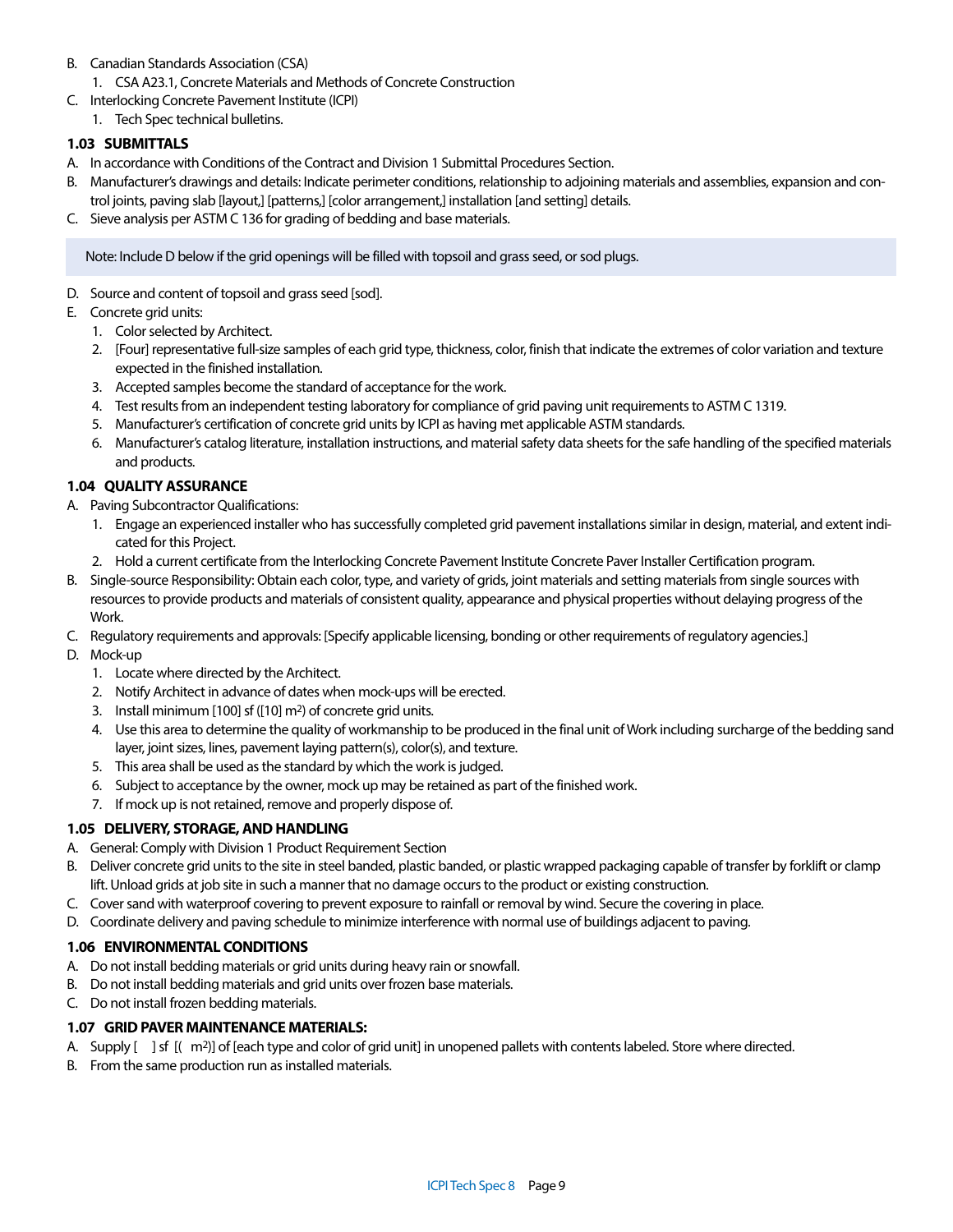B. Canadian Standards Association (CSA)
   1. CSA A23.1, Concrete Materials and Methods of Concrete Construction
C. Interlocking Concrete Pavement Institute (ICPI)
   1. Tech Spec technical bulletins.

### 1.03 SUBMITTALS

A. In accordance with Conditions of the Contract and Division 1 Submittal Procedures Section.
B. Manufacturer's drawings and details: Indicate perimeter conditions, relationship to adjoining materials and assemblies, expansion and control joints, paving slab [layout,] [patterns,] [color arrangement,] installation [and setting] details.
C. Sieve analysis per ASTM C 136 for grading of bedding and base materials.

> Note: Include D below if the grid openings will be filled with topsoil and grass seed, or sod plugs.

D. Source and content of topsoil and grass seed [sod].
E. Concrete grid units:
   1. Color selected by Architect.
   2. [Four] representative full-size samples of each grid type, thickness, color, finish that indicate the extremes of color variation and texture expected in the finished installation.
   3. Accepted samples become the standard of acceptance for the work.
   4. Test results from an independent testing laboratory for compliance of grid paving unit requirements to ASTM C 1319.
   5. Manufacturer's certification of concrete grid units by ICPI as having met applicable ASTM standards.
   6. Manufacturer's catalog literature, installation instructions, and material safety data sheets for the safe handling of the specified materials and products.

### 1.04 QUALITY ASSURANCE

A. Paving Subcontractor Qualifications:
   1. Engage an experienced installer who has successfully completed grid pavement installations similar in design, material, and extent indicated for this Project.
   2. Hold a current certificate from the Interlocking Concrete Pavement Institute Concrete Paver Installer Certification program.
B. Single-source Responsibility: Obtain each color, type, and variety of grids, joint materials and setting materials from single sources with resources to provide products and materials of consistent quality, appearance and physical properties without delaying progress of the Work.
C. Regulatory requirements and approvals: [Specify applicable licensing, bonding or other requirements of regulatory agencies.]
D. Mock-up
   1. Locate where directed by the Architect.
   2. Notify Architect in advance of dates when mock-ups will be erected.
   3. Install minimum [100] sf ([10] m$^2$) of concrete grid units.
   4. Use this area to determine the quality of workmanship to be produced in the final unit of Work including surcharge of the bedding sand layer, joint sizes, lines, pavement laying pattern(s), color(s), and texture.
   5. This area shall be used as the standard by which the work is judged.
   6. Subject to acceptance by the owner, mock up may be retained as part of the finished work.
   7. If mock up is not retained, remove and properly dispose of.

### 1.05 DELIVERY, STORAGE, AND HANDLING

A. General: Comply with Division 1 Product Requirement Section
B. Deliver concrete grid units to the site in steel banded, plastic banded, or plastic wrapped packaging capable of transfer by forklift or clamp lift. Unload grids at job site in such a manner that no damage occurs to the product or existing construction.
C. Cover sand with waterproof covering to prevent exposure to rainfall or removal by wind. Secure the covering in place.
D. Coordinate delivery and paving schedule to minimize interference with normal use of buildings adjacent to paving.

### 1.06 ENVIRONMENTAL CONDITIONS

A. Do not install bedding materials or grid units during heavy rain or snowfall.
B. Do not install bedding materials and grid units over frozen base materials.
C. Do not install frozen bedding materials.

### 1.07 GRID PAVER MAINTENANCE MATERIALS:

A. Supply [ ] sf [( m$^2$)] of [each type and color of grid unit] in unopened pallets with contents labeled. Store where directed.
B. From the same production run as installed materials.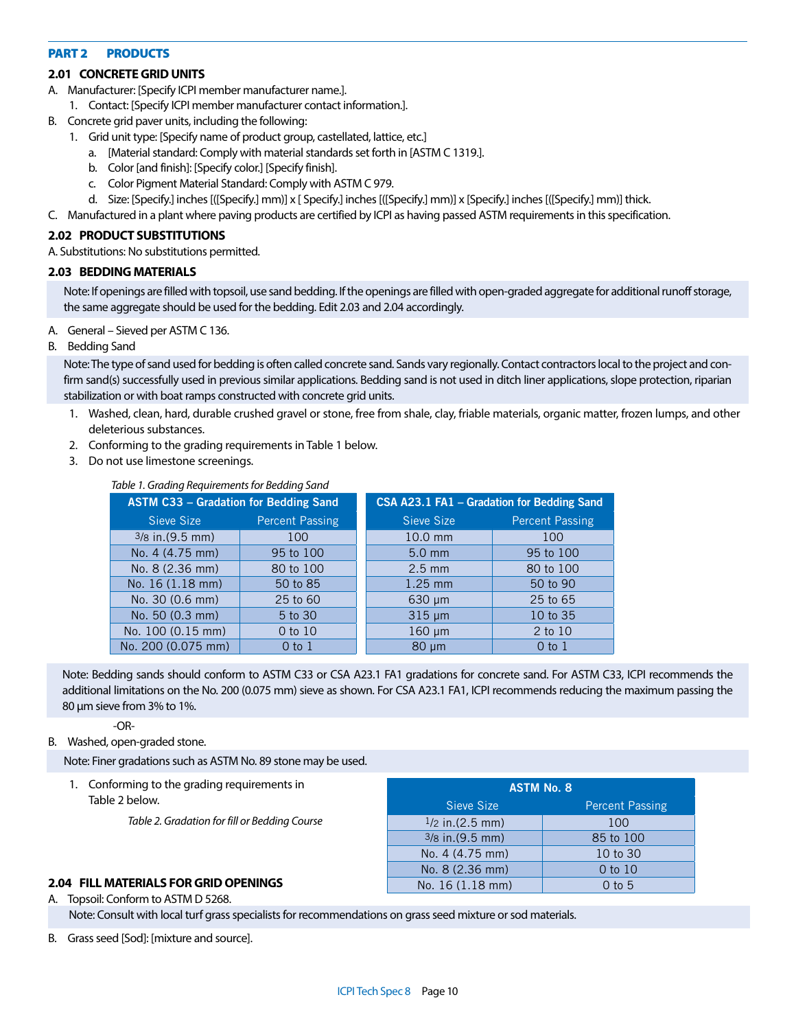## PART 2 PRODUCTS

### 2.01 CONCRETE GRID UNITS

A. Manufacturer: [Specify ICPI member manufacturer name.].
   1. Contact: [Specify ICPI member manufacturer contact information.].

B. Concrete grid paver units, including the following:
   1. Grid unit type: [Specify name of product group, castellated, lattice, etc.]
      a. [Material standard: Comply with material standards set forth in [ASTM C 1319.].
      b. Color [and finish]: [Specify color.] [Specify finish].
      c. Color Pigment Material Standard: Comply with ASTM C 979.
      d. Size: [Specify.] inches [([Specify.] mm)] x [ Specify.] inches [([Specify.] mm)] x [Specify.] inches [([Specify.] mm)] thick.

C. Manufactured in a plant where paving products are certified by ICPI as having passed ASTM requirements in this specification.

### 2.02 PRODUCT SUBSTITUTIONS

A. Substitutions: No substitutions permitted.

### 2.03 BEDDING MATERIALS

Note: If openings are filled with topsoil, use sand bedding. If the openings are filled with open-graded aggregate for additional runoff storage, the same aggregate should be used for the bedding. Edit 2.03 and 2.04 accordingly.

A. General – Sieved per ASTM C 136.

B. Bedding Sand

Note: The type of sand used for bedding is often called concrete sand. Sands vary regionally. Contact contractors local to the project and confirm sand(s) successfully used in previous similar applications. Bedding sand is not used in ditch liner applications, slope protection, riparian stabilization or with boat ramps constructed with concrete grid units.

   1. Washed, clean, hard, durable crushed gravel or stone, free from shale, clay, friable materials, organic matter, frozen lumps, and other deleterious substances.
   2. Conforming to the grading requirements in Table 1 below.
   3. Do not use limestone screenings.

*Table 1. Grading Requirements for Bedding Sand*

| ASTM C33 – Gradation for Bedding Sand | | CSA A23.1 FA1 – Gradation for Bedding Sand | |
|---|---|---|---|
| Sieve Size | Percent Passing | Sieve Size | Percent Passing |
| 3/8 in.(9.5 mm) | 100 | 10.0 mm | 100 |
| No. 4 (4.75 mm) | 95 to 100 | 5.0 mm | 95 to 100 |
| No. 8 (2.36 mm) | 80 to 100 | 2.5 mm | 80 to 100 |
| No. 16 (1.18 mm) | 50 to 85 | 1.25 mm | 50 to 90 |
| No. 30 (0.6 mm) | 25 to 60 | 630 μm | 25 to 65 |
| No. 50 (0.3 mm) | 5 to 30 | 315 μm | 10 to 35 |
| No. 100 (0.15 mm) | 0 to 10 | 160 μm | 2 to 10 |
| No. 200 (0.075 mm) | 0 to 1 | 80 μm | 0 to 1 |

Note: Bedding sands should conform to ASTM C33 or CSA A23.1 FA1 gradations for concrete sand. For ASTM C33, ICPI recommends the additional limitations on the No. 200 (0.075 mm) sieve as shown. For CSA A23.1 FA1, ICPI recommends reducing the maximum passing the 80 μm sieve from 3% to 1%.

-OR-

B. Washed, open-graded stone.

Note: Finer gradations such as ASTM No. 89 stone may be used.

   1. Conforming to the grading requirements in Table 2 below.

*Table 2. Gradation for fill or Bedding Course*

| ASTM No. 8 | |
|---|---|
| Sieve Size | Percent Passing |
| 1/2 in.(2.5 mm) | 100 |
| 3/8 in.(9.5 mm) | 85 to 100 |
| No. 4 (4.75 mm) | 10 to 30 |
| No. 8 (2.36 mm) | 0 to 10 |
| No. 16 (1.18 mm) | 0 to 5 |

### 2.04 FILL MATERIALS FOR GRID OPENINGS

A. Topsoil: Conform to ASTM D 5268.

Note: Consult with local turf grass specialists for recommendations on grass seed mixture or sod materials.

B. Grass seed [Sod]: [mixture and source].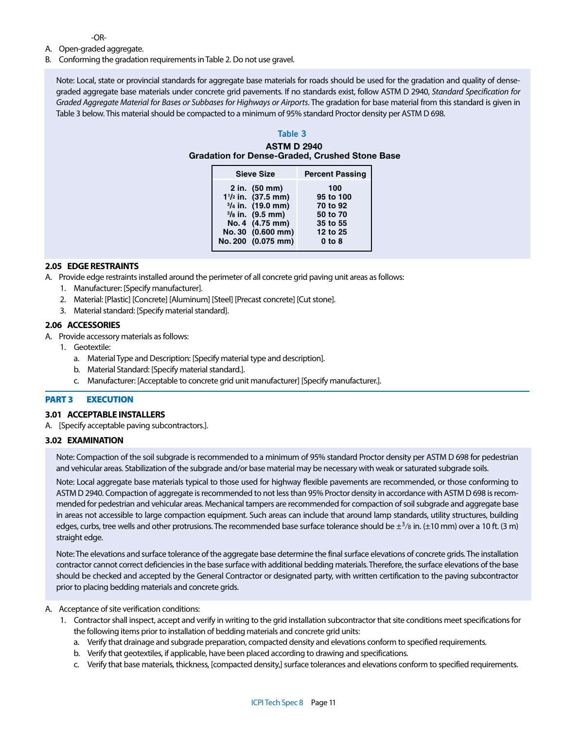-OR-

A. Open-graded aggregate.

B. Conforming the gradation requirements in Table 2. Do not use gravel.

Note: Local, state or provincial standards for aggregate base materials for roads should be used for the gradation and quality of dense-graded aggregate base materials under concrete grid pavements. If no standards exist, follow ASTM D 2940, *Standard Specification for Graded Aggregate Material for Bases or Subbases for Highways or Airports*. The gradation for base material from this standard is given in Table 3 below. This material should be compacted to a minimum of 95% standard Proctor density per ASTM D 698.

**Table 3**

**ASTM D 2940**
**Gradation for Dense-Graded, Crushed Stone Base**

| Sieve Size | Percent Passing |
|---|---|
| 2 in. (50 mm) | 100 |
| 1 1/2 in. (37.5 mm) | 95 to 100 |
| 3/4 in. (19.0 mm) | 70 to 92 |
| 3/8 in. (9.5 mm) | 50 to 70 |
| No. 4 (4.75 mm) | 35 to 55 |
| No. 30 (0.600 mm) | 12 to 25 |
| No. 200 (0.075 mm) | 0 to 8 |

### 2.05 EDGE RESTRAINTS

A. Provide edge restraints installed around the perimeter of all concrete grid paving unit areas as follows:
   1. Manufacturer: [Specify manufacturer].
   2. Material: [Plastic] [Concrete] [Aluminum] [Steel] [Precast concrete] [Cut stone].
   3. Material standard: [Specify material standard].

### 2.06 ACCESSORIES

A. Provide accessory materials as follows:
   1. Geotextile:
      a. Material Type and Description: [Specify material type and description].
      b. Material Standard: [Specify material standard.].
      c. Manufacturer: [Acceptable to concrete grid unit manufacturer] [Specify manufacturer.].

## PART 3 EXECUTION

### 3.01 ACCEPTABLE INSTALLERS

A. [Specify acceptable paving subcontractors.].

### 3.02 EXAMINATION

Note: Compaction of the soil subgrade is recommended to a minimum of 95% standard Proctor density per ASTM D 698 for pedestrian and vehicular areas. Stabilization of the subgrade and/or base material may be necessary with weak or saturated subgrade soils.

Note: Local aggregate base materials typical to those used for highway flexible pavements are recommended, or those conforming to ASTM D 2940. Compaction of aggregate is recommended to not less than 95% Proctor density in accordance with ASTM D 698 is recommended for pedestrian and vehicular areas. Mechanical tampers are recommended for compaction of soil subgrade and aggregate base in areas not accessible to large compaction equipment. Such areas can include that around lamp standards, utility structures, building edges, curbs, tree wells and other protrusions. The recommended base surface tolerance should be ±3/8 in. (±10 mm) over a 10 ft. (3 m) straight edge.

Note: The elevations and surface tolerance of the aggregate base determine the final surface elevations of concrete grids. The installation contractor cannot correct deficiencies in the base surface with additional bedding materials. Therefore, the surface elevations of the base should be checked and accepted by the General Contractor or designated party, with written certification to the paving subcontractor prior to placing bedding materials and concrete grids.

A. Acceptance of site verification conditions:
   1. Contractor shall inspect, accept and verify in writing to the grid installation subcontractor that site conditions meet specifications for the following items prior to installation of bedding materials and concrete grid units:
      a. Verify that drainage and subgrade preparation, compacted density and elevations conform to specified requirements.
      b. Verify that geotextiles, if applicable, have been placed according to drawing and specifications.
      c. Verify that base materials, thickness, [compacted density,] surface tolerances and elevations conform to specified requirements.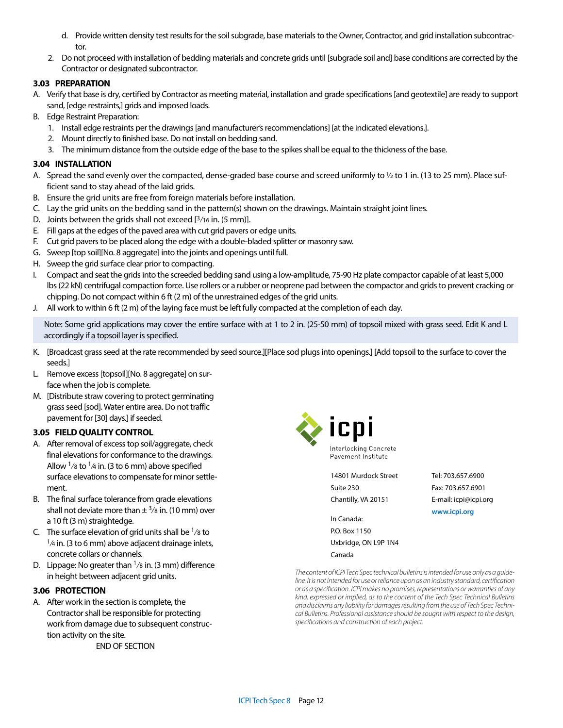d. Provide written density test results for the soil subgrade, base materials to the Owner, Contractor, and grid installation subcontractor.

2. Do not proceed with installation of bedding materials and concrete grids until [subgrade soil and] base conditions are corrected by the Contractor or designated subcontractor.

### 3.03 PREPARATION

A. Verify that base is dry, certified by Contractor as meeting material, installation and grade specifications [and geotextile] are ready to support sand, [edge restraints,] grids and imposed loads.

B. Edge Restraint Preparation:
   1. Install edge restraints per the drawings [and manufacturer's recommendations] [at the indicated elevations.].
   2. Mount directly to finished base. Do not install on bedding sand.
   3. The minimum distance from the outside edge of the base to the spikes shall be equal to the thickness of the base.

### 3.04 INSTALLATION

A. Spread the sand evenly over the compacted, dense-graded base course and screed uniformly to ½ to 1 in. (13 to 25 mm). Place sufficient sand to stay ahead of the laid grids.

B. Ensure the grid units are free from foreign materials before installation.

C. Lay the grid units on the bedding sand in the pattern(s) shown on the drawings. Maintain straight joint lines.

D. Joints between the grids shall not exceed [3/16 in. (5 mm)].

E. Fill gaps at the edges of the paved area with cut grid pavers or edge units.

F. Cut grid pavers to be placed along the edge with a double-bladed splitter or masonry saw.

G. Sweep [top soil][No. 8 aggregate] into the joints and openings until full.

H. Sweep the grid surface clear prior to compacting.

I. Compact and seat the grids into the screeded bedding sand using a low-amplitude, 75-90 Hz plate compactor capable of at least 5,000 lbs (22 kN) centrifugal compaction force. Use rollers or a rubber or neoprene pad between the compactor and grids to prevent cracking or chipping. Do not compact within 6 ft (2 m) of the unrestrained edges of the grid units.

J. All work to within 6 ft (2 m) of the laying face must be left fully compacted at the completion of each day.

Note: Some grid applications may cover the entire surface with at 1 to 2 in. (25-50 mm) of topsoil mixed with grass seed. Edit K and L accordingly if a topsoil layer is specified.

K. [Broadcast grass seed at the rate recommended by seed source.][Place sod plugs into openings.] [Add topsoil to the surface to cover the seeds.]

L. Remove excess [topsoil][No. 8 aggregate] on surface when the job is complete.

M. [Distribute straw covering to protect germinating grass seed [sod]. Water entire area. Do not traffic pavement for [30] days.] if seeded.

### 3.05 FIELD QUALITY CONTROL

A. After removal of excess top soil/aggregate, check final elevations for conformance to the drawings. Allow 1/8 to 1/4 in. (3 to 6 mm) above specified surface elevations to compensate for minor settlement.

B. The final surface tolerance from grade elevations shall not deviate more than ± 3/8 in. (10 mm) over a 10 ft (3 m) straightedge.

C. The surface elevation of grid units shall be 1/8 to 1/4 in. (3 to 6 mm) above adjacent drainage inlets, concrete collars or channels.

D. Lippage: No greater than 1/8 in. (3 mm) difference in height between adjacent grid units.

### 3.06 PROTECTION

A. After work in the section is complete, the Contractor shall be responsible for protecting work from damage due to subsequent construction activity on the site.

END OF SECTION

icpi
Interlocking Concrete Pavement Institute

14801 Murdock Street
Suite 230
Chantilly, VA 20151

In Canada:
P.O. Box 1150
Uxbridge, ON L9P 1N4
Canada

Tel: 703.657.6900
Fax: 703.657.6901
E-mail: icpi@icpi.org
www.icpi.org

*The content of ICPI Tech Spec technical bulletins is intended for use only as a guideline. It is not intended for use or reliance upon as an industry standard, certification or as a specification. ICPI makes no promises, representations or warranties of any kind, expressed or implied, as to the content of the Tech Spec Technical Bulletins and disclaims any liability for damages resulting from the use of Tech Spec Technical Bulletins. Professional assistance should be sought with respect to the design, specifications and construction of each project.*